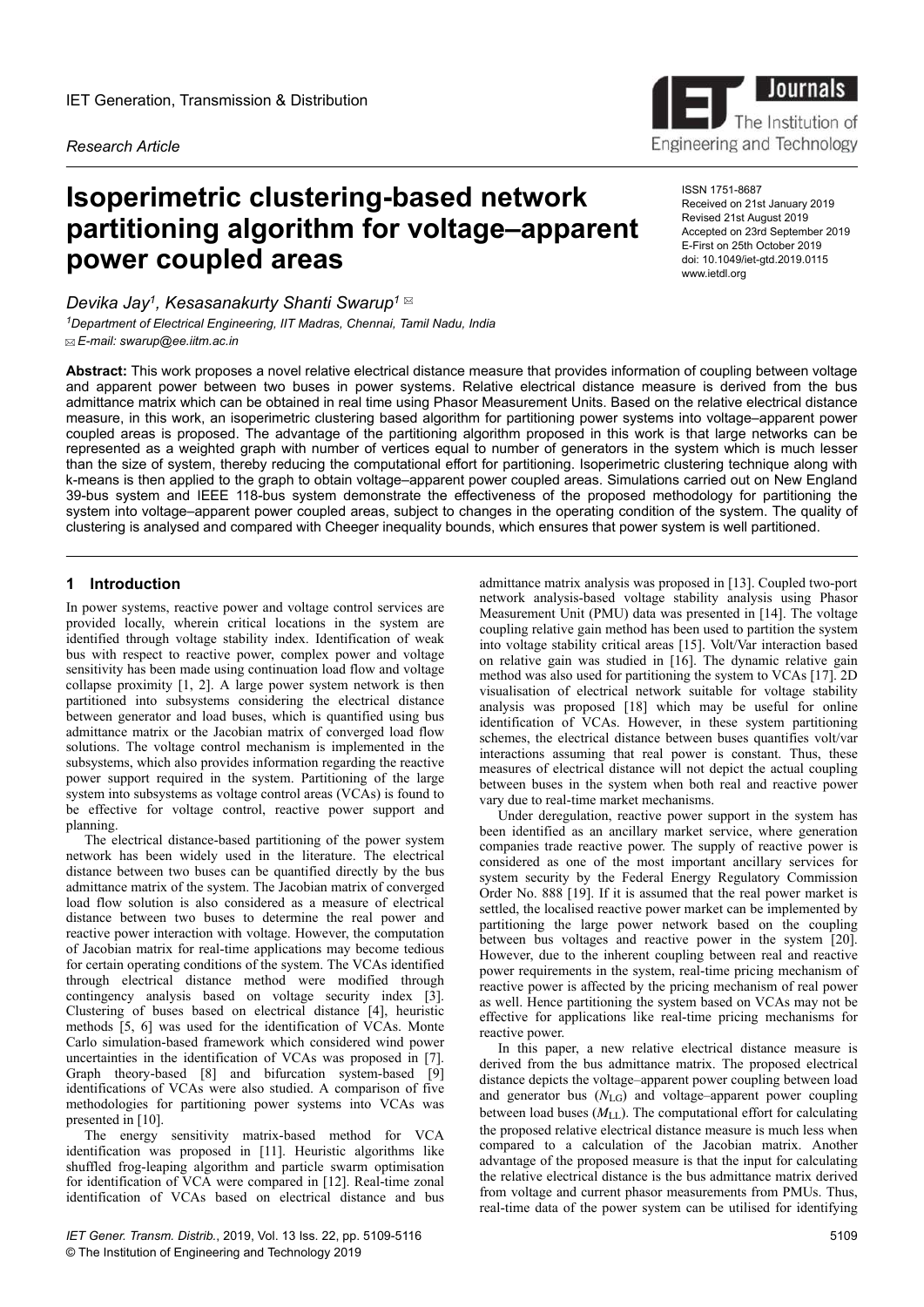IET Generation, Transmission & Distribution

*Research Article*

# Isoperimetric clustering-based network partitioning algorithm for voltage–apparent power coupled areas

ISSN 1751-8687
Received on 21st January 2019
Revised 21st August 2019
Accepted on 23rd September 2019
E-First on 25th October 2019
doi: 10.1049/iet-gtd.2019.0115
www.ietdl.org

*Devika Jay[1], Kesasanakurty Shanti Swarup[1]* ✉

[1]*Department of Electrical Engineering, IIT Madras, Chennai, Tamil Nadu, India*
✉ *E-mail: swarup@ee.iitm.ac.in*

**Abstract:** This work proposes a novel relative electrical distance measure that provides information of coupling between voltage and apparent power between two buses in power systems. Relative electrical distance measure is derived from the bus admittance matrix which can be obtained in real time using Phasor Measurement Units. Based on the relative electrical distance measure, in this work, an isoperimetric clustering based algorithm for partitioning power systems into voltage–apparent power coupled areas is proposed. The advantage of the partitioning algorithm proposed in this work is that large networks can be represented as a weighted graph with number of vertices equal to number of generators in the system which is much lesser than the size of system, thereby reducing the computational effort for partitioning. Isoperimetric clustering technique along with k-means is then applied to the graph to obtain voltage–apparent power coupled areas. Simulations carried out on New England 39-bus system and IEEE 118-bus system demonstrate the effectiveness of the proposed methodology for partitioning the system into voltage–apparent power coupled areas, subject to changes in the operating condition of the system. The quality of clustering is analysed and compared with Cheeger inequality bounds, which ensures that power system is well partitioned.

## 1 Introduction

In power systems, reactive power and voltage control services are provided locally, wherein critical locations in the system are identified through voltage stability index. Identification of weak bus with respect to reactive power, complex power and voltage sensitivity has been made using continuation load flow and voltage collapse proximity [1, 2]. A large power system network is then partitioned into subsystems considering the electrical distance between generator and load buses, which is quantified using bus admittance matrix or the Jacobian matrix of converged load flow solutions. The voltage control mechanism is implemented in the subsystems, which also provides information regarding the reactive power support required in the system. Partitioning of the large system into subsystems as voltage control areas (VCAs) is found to be effective for voltage control, reactive power support and planning.

The electrical distance-based partitioning of the power system network has been widely used in the literature. The electrical distance between two buses can be quantified directly by the bus admittance matrix of the system. The Jacobian matrix of converged load flow solution is also considered as a measure of electrical distance between two buses to determine the real power and reactive power interaction with voltage. However, the computation of Jacobian matrix for real-time applications may become tedious for certain operating conditions of the system. The VCAs identified through electrical distance method were modified through contingency analysis based on voltage security index [3]. Clustering of buses based on electrical distance [4], heuristic methods [5, 6] was used for the identification of VCAs. Monte Carlo simulation-based framework which considered wind power uncertainties in the identification of VCAs was proposed in [7]. Graph theory-based [8] and bifurcation system-based [9] identifications of VCAs were also studied. A comparison of five methodologies for partitioning power systems into VCAs was presented in [10].

The energy sensitivity matrix-based method for VCA identification was proposed in [11]. Heuristic algorithms like shuffled frog-leaping algorithm and particle swarm optimisation for identification of VCA were compared in [12]. Real-time zonal identification of VCAs based on electrical distance and bus admittance matrix analysis was proposed in [13]. Coupled two-port network analysis-based voltage stability analysis using Phasor Measurement Unit (PMU) data was presented in [14]. The voltage coupling relative gain method has been used to partition the system into voltage stability critical areas [15]. Volt/Var interaction based on relative gain was studied in [16]. The dynamic relative gain method was also used for partitioning the system to VCAs [17]. 2D visualisation of electrical network suitable for voltage stability analysis was proposed [18] which may be useful for online identification of VCAs. However, in these system partitioning schemes, the electrical distance between buses quantifies volt/var interactions assuming that real power is constant. Thus, these measures of electrical distance will not depict the actual coupling between buses in the system when both real and reactive power vary due to real-time market mechanisms.

Under deregulation, reactive power support in the system has been identified as an ancillary market service, where generation companies trade reactive power. The supply of reactive power is considered as one of the most important ancillary services for system security by the Federal Energy Regulatory Commission Order No. 888 [19]. If it is assumed that the real power market is settled, the localised reactive power market can be implemented by partitioning the large power network based on the coupling between bus voltages and reactive power in the system [20]. However, due to the inherent coupling between real and reactive power requirements in the system, real-time pricing mechanism of reactive power is affected by the pricing mechanism of real power as well. Hence partitioning the system based on VCAs may not be effective for applications like real-time pricing mechanisms for reactive power.

In this paper, a new relative electrical distance measure is derived from the bus admittance matrix. The proposed electrical distance depicts the voltage–apparent power coupling between load and generator bus ($N_{LG}$) and voltage–apparent power coupling between load buses ($M_{LL}$). The computational effort for calculating the proposed relative electrical distance measure is much less when compared to a calculation of the Jacobian matrix. Another advantage of the proposed measure is that the input for calculating the relative electrical distance is the bus admittance matrix derived from voltage and current phasor measurements from PMUs. Thus, real-time data of the power system can be utilised for identifying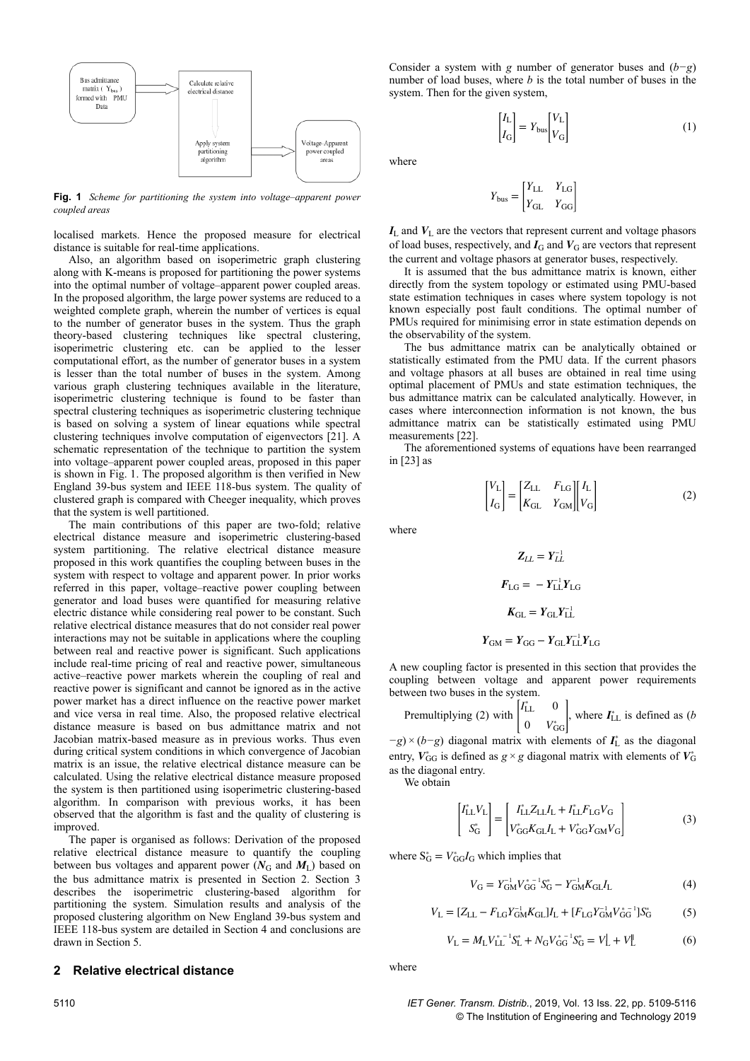Fig. 1 Scheme for partitioning the system into voltage–apparent power coupled areas

localised markets. Hence the proposed measure for electrical distance is suitable for real-time applications.

Also, an algorithm based on isoperimetric graph clustering along with K-means is proposed for partitioning the power systems into the optimal number of voltage–apparent power coupled areas. In the proposed algorithm, the large power systems are reduced to a weighted complete graph, wherein the number of vertices is equal to the number of generator buses in the system. Thus the graph theory-based clustering techniques like spectral clustering, isoperimetric clustering etc. can be applied to the lesser computational effort, as the number of generator buses in a system is lesser than the total number of buses in the system. Among various graph clustering techniques available in the literature, isoperimetric clustering technique is found to be faster than spectral clustering techniques as isoperimetric clustering technique is based on solving a system of linear equations while spectral clustering techniques involve computation of eigenvectors [21]. A schematic representation of the technique to partition the system into voltage–apparent power coupled areas, proposed in this paper is shown in Fig. 1. The proposed algorithm is then verified in New England 39-bus system and IEEE 118-bus system. The quality of clustered graph is compared with Cheeger inequality, which proves that the system is well partitioned.

The main contributions of this paper are two-fold; relative electrical distance measure and isoperimetric clustering-based system partitioning. The relative electrical distance measure proposed in this work quantifies the coupling between buses in the system with respect to voltage and apparent power. In prior works referred in this paper, voltage–reactive power coupling between generator and load buses were quantified for measuring relative electric distance while considering real power to be constant. Such relative electrical distance measures that do not consider real power interactions may not be suitable in applications where the coupling between real and reactive power is significant. Such applications include real-time pricing of real and reactive power, simultaneous active–reactive power markets wherein the coupling of real and reactive power is significant and cannot be ignored as in the active power market has a direct influence on the reactive power market and vice versa in real time. Also, the proposed relative electrical distance measure is based on bus admittance matrix and not Jacobian matrix-based measure as in previous works. Thus even during critical system conditions in which convergence of Jacobian matrix is an issue, the relative electrical distance measure can be calculated. Using the relative electrical distance measure proposed the system is then partitioned using isoperimetric clustering-based algorithm. In comparison with previous works, it has been observed that the algorithm is fast and the quality of clustering is improved.

The paper is organised as follows: Derivation of the proposed relative electrical distance measure to quantify the coupling between bus voltages and apparent power ($N_G$ and $M_L$) based on the bus admittance matrix is presented in Section 2. Section 3 describes the isoperimetric clustering-based algorithm for partitioning the system. Simulation results and analysis of the proposed clustering algorithm on New England 39-bus system and IEEE 118-bus system are detailed in Section 4 and conclusions are drawn in Section 5.

## 2 Relative electrical distance

Consider a system with $g$ number of generator buses and $(b-g)$ number of load buses, where $b$ is the total number of buses in the system. Then for the given system,

$$\begin{bmatrix} I_L \\ I_G \end{bmatrix} = Y_{\text{bus}} \begin{bmatrix} V_L \\ V_G \end{bmatrix} \tag{1}$$

where

$$Y_{\text{bus}} = \begin{bmatrix} Y_{LL} & Y_{LG} \\ Y_{GL} & Y_{GG} \end{bmatrix}$$

$\boldsymbol{I}_L$ and $\boldsymbol{V}_L$ are the vectors that represent current and voltage phasors of load buses, respectively, and $\boldsymbol{I}_G$ and $\boldsymbol{V}_G$ are vectors that represent the current and voltage phasors at generator buses, respectively.

It is assumed that the bus admittance matrix is known, either directly from the system topology or estimated using PMU-based state estimation techniques in cases where system topology is not known especially post fault conditions. The optimal number of PMUs required for minimising error in state estimation depends on the observability of the system.

The bus admittance matrix can be analytically obtained or statistically estimated from the PMU data. If the current phasors and voltage phasors at all buses are obtained in real time using optimal placement of PMUs and state estimation techniques, the bus admittance matrix can be calculated analytically. However, in cases where interconnection information is not known, the bus admittance matrix can be statistically estimated using PMU measurements [22].

The aforementioned systems of equations have been rearranged in [23] as

$$\begin{bmatrix} V_L \\ I_G \end{bmatrix} = \begin{bmatrix} Z_{LL} & F_{LG} \\ K_{GL} & Y_{GM} \end{bmatrix} \begin{bmatrix} I_L \\ V_G \end{bmatrix} \tag{2}$$

where

$$\boldsymbol{Z}_{LL} = \boldsymbol{Y}_{LL}^{-1}$$

$$\boldsymbol{F}_{LG} = -\boldsymbol{Y}_{LL}^{-1}\boldsymbol{Y}_{LG}$$

$$\boldsymbol{K}_{GL} = \boldsymbol{Y}_{GL}\boldsymbol{Y}_{LL}^{-1}$$

$$\boldsymbol{Y}_{GM} = \boldsymbol{Y}_{GG} - \boldsymbol{Y}_{GL}\boldsymbol{Y}_{LL}^{-1}\boldsymbol{Y}_{LG}$$

A new coupling factor is presented in this section that provides the coupling between voltage and apparent power requirements between two buses in the system.

Premultiplying (2) with $\begin{bmatrix} I_{LL}^* & 0 \\ 0 & V_{GG}^* \end{bmatrix}$, where $\boldsymbol{I}_{LL}^*$ is defined as $(b-g)\times(b-g)$ diagonal matrix with elements of $\boldsymbol{I}_L^*$ as the diagonal entry, $\boldsymbol{V}_{GG}^*$ is defined as $g\times g$ diagonal matrix with elements of $\boldsymbol{V}_G^*$ as the diagonal entry.

We obtain

$$\begin{bmatrix} I_{LL}^* V_L \\ S_G^* \end{bmatrix} = \begin{bmatrix} I_{LL}^* Z_{LL} I_L + I_{LL}^* F_{LG} V_G \\ V_{GG}^* K_{GL} I_L + V_{GG}^* Y_{GM} V_G \end{bmatrix} \tag{3}$$

where $S_G^* = V_{GG}^* I_G$ which implies that

$$V_G = Y_{GM}^{-1} V_{GG}^{*\,-1} S_G^* - Y_{GM}^{-1} K_{GL} I_L \tag{4}$$

$$V_L = [Z_{LL} - F_{LG} Y_{GM}^{-1} K_{GL}] I_L + [F_{LG} Y_{GM}^{-1} V_{GG}^{*\,-1}] S_G^* \tag{5}$$

$$V_L = M_L V_{LL}^{*\,-1} S_L^* + N_G V_{GG}^{*\,-1} S_G^* = V_L^{\prime} + V_L^{\prime\prime} \tag{6}$$

where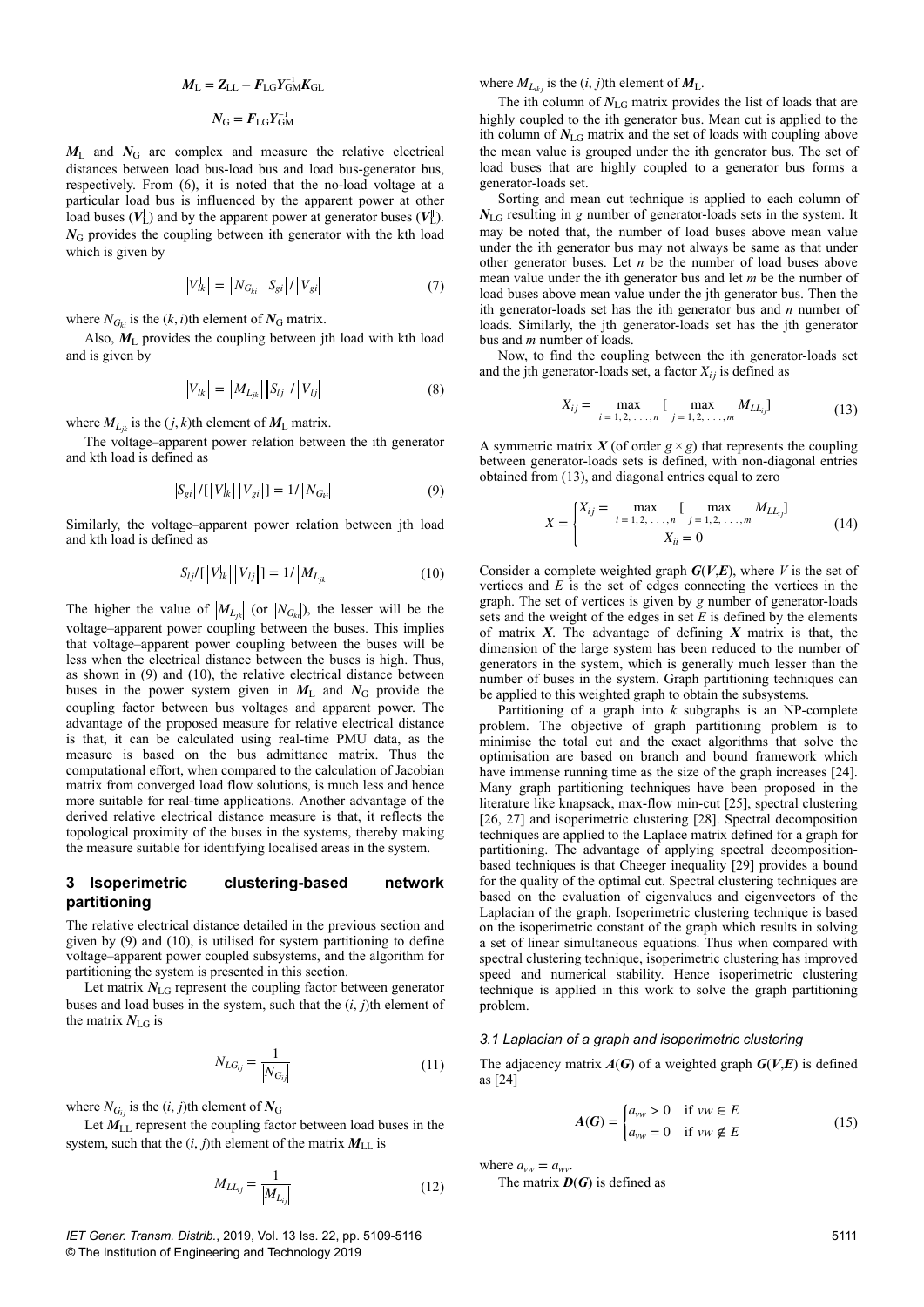$$\boldsymbol{M}_{\rm L} = \boldsymbol{Z}_{\rm LL} - \boldsymbol{F}_{\rm LG}\boldsymbol{Y}_{\rm GM}^{-1}\boldsymbol{K}_{\rm GL}$$

$$\boldsymbol{N}_{\rm G} = \boldsymbol{F}_{\rm LG}\boldsymbol{Y}_{\rm GM}^{-1}$$

$\boldsymbol{M}_{\rm L}$ and $\boldsymbol{N}_{\rm G}$ are complex and measure the relative electrical distances between load bus-load bus and load bus-generator bus, respectively. From (6), it is noted that the no-load voltage at a particular load bus is influenced by the apparent power at other load buses ($\boldsymbol{V}_{\rm L}^{\rm l}$) and by the apparent power at generator buses ($\boldsymbol{V}_{\rm L}^{\rm ll}$). $\boldsymbol{N}_{\rm G}$ provides the coupling between ith generator with the kth load which is given by

$$\left|V_{lk}^{\rm ll}\right| = \left|N_{G_{ki}}\right|\left|S_{gi}\right| / \left|V_{gi}\right| \tag{7}$$

where $N_{G_{ki}}$ is the $(k, i)$th element of $\boldsymbol{N}_{\rm G}$ matrix.

Also, $\boldsymbol{M}_{\rm L}$ provides the coupling between jth load with kth load and is given by

$$\left|V_{lk}^{\rm l}\right| = \left|M_{L_{jk}}\right|\left|S_{lj}\right| / \left|V_{lj}\right| \tag{8}$$

where $M_{L_{jk}}$ is the $(j, k)$th element of $\boldsymbol{M}_{\rm L}$ matrix.

The voltage–apparent power relation between the ith generator and kth load is defined as

$$\left|S_{gi}\right| / [\left|V_{lk}^{\rm ll}\right|\left|V_{gi}\right|] = 1 / \left|N_{G_{ki}}\right| \tag{9}$$

Similarly, the voltage–apparent power relation between jth load and kth load is defined as

$$\left|S_{lj} / [\left|V_{lk}^{\rm l}\right|\left|V_{lj}\right|]\right| = 1 / \left|M_{L_{jk}}\right| \tag{10}$$

The higher the value of $\left|M_{L_{jk}}\right|$ (or $\left|N_{G_{ki}}\right|$), the lesser will be the voltage–apparent power coupling between the buses. This implies that voltage–apparent power coupling between the buses will be less when the electrical distance between the buses is high. Thus, as shown in (9) and (10), the relative electrical distance between buses in the power system given in $\boldsymbol{M}_{\rm L}$ and $\boldsymbol{N}_{\rm G}$ provide the coupling factor between bus voltages and apparent power. The advantage of the proposed measure for relative electrical distance is that, it can be calculated using real-time PMU data, as the measure is based on the bus admittance matrix. Thus the computational effort, when compared to the calculation of Jacobian matrix from converged load flow solutions, is much less and hence more suitable for real-time applications. Another advantage of the derived relative electrical distance measure is that, it reflects the topological proximity of the buses in the systems, thereby making the measure suitable for identifying localised areas in the system.

## 3 Isoperimetric clustering-based network partitioning

The relative electrical distance detailed in the previous section and given by (9) and (10), is utilised for system partitioning to define voltage–apparent power coupled subsystems, and the algorithm for partitioning the system is presented in this section.

Let matrix $\boldsymbol{N}_{\rm LG}$ represent the coupling factor between generator buses and load buses in the system, such that the $(i, j)$th element of the matrix $\boldsymbol{N}_{\rm LG}$ is

$$N_{LG_{ij}} = \frac{1}{\left|N_{G_{ij}}\right|} \tag{11}$$

where $N_{G_{ij}}$ is the $(i, j)$th element of $\boldsymbol{N}_{\rm G}$

Let $\boldsymbol{M}_{\rm LL}$ represent the coupling factor between load buses in the system, such that the $(i, j)$th element of the matrix $\boldsymbol{M}_{\rm LL}$ is

$$M_{LL_{ij}} = \frac{1}{\left|M_{L_{ij}}\right|} \tag{12}$$

where $M_{L_{ikj}}$ is the $(i, j)$th element of $\boldsymbol{M}_{\rm L}$.

The ith column of $\boldsymbol{N}_{\rm LG}$ matrix provides the list of loads that are highly coupled to the ith generator bus. Mean cut is applied to the ith column of $\boldsymbol{N}_{\rm LG}$ matrix and the set of loads with coupling above the mean value is grouped under the ith generator bus. The set of load buses that are highly coupled to a generator bus forms a generator-loads set.

Sorting and mean cut technique is applied to each column of $\boldsymbol{N}_{\rm LG}$ resulting in $g$ number of generator-loads sets in the system. It may be noted that, the number of load buses above mean value under the ith generator bus may not always be same as that under other generator buses. Let $n$ be the number of load buses above mean value under the ith generator bus and let $m$ be the number of load buses above mean value under the jth generator bus. Then the ith generator-loads set has the ith generator bus and $n$ number of loads. Similarly, the jth generator-loads set has the jth generator bus and $m$ number of loads.

Now, to find the coupling between the ith generator-loads set and the jth generator-loads set, a factor $X_{ij}$ is defined as

$$X_{ij} = \max_{i = 1, 2, \ldots, n} [\max_{j = 1, 2, \ldots, m} M_{LL_{ij}}] \tag{13}$$

A symmetric matrix $\boldsymbol{X}$ (of order $g \times g$) that represents the coupling between generator-loads sets is defined, with non-diagonal entries obtained from (13), and diagonal entries equal to zero

$$X = \begin{cases} X_{ij} = \max\limits_{i = 1, 2, \ldots, n} [\max\limits_{j = 1, 2, \ldots, m} M_{LL_{ij}}] \\ X_{ii} = 0 \end{cases} \tag{14}$$

Consider a complete weighted graph $\boldsymbol{G}(\boldsymbol{V}, \boldsymbol{E})$, where $V$ is the set of vertices and $E$ is the set of edges connecting the vertices in the graph. The set of vertices is given by $g$ number of generator-loads sets and the weight of the edges in set $E$ is defined by the elements of matrix $\boldsymbol{X}$. The advantage of defining $\boldsymbol{X}$ matrix is that, the dimension of the large system has been reduced to the number of generators in the system, which is generally much lesser than the number of buses in the system. Graph partitioning techniques can be applied to this weighted graph to obtain the subsystems.

Partitioning of a graph into $k$ subgraphs is an NP-complete problem. The objective of graph partitioning problem is to minimise the total cut and the exact algorithms that solve the optimisation are based on branch and bound framework which have immense running time as the size of the graph increases [24]. Many graph partitioning techniques have been proposed in the literature like knapsack, max-flow min-cut [25], spectral clustering [26, 27] and isoperimetric clustering [28]. Spectral decomposition techniques are applied to the Laplace matrix defined for a graph for partitioning. The advantage of applying spectral decomposition-based techniques is that Cheeger inequality [29] provides a bound for the quality of the optimal cut. Spectral clustering techniques are based on the evaluation of eigenvalues and eigenvectors of the Laplacian of the graph. Isoperimetric clustering technique is based on the isoperimetric constant of the graph which results in solving a set of linear simultaneous equations. Thus when compared with spectral clustering technique, isoperimetric clustering has improved speed and numerical stability. Hence isoperimetric clustering technique is applied in this work to solve the graph partitioning problem.

### 3.1 Laplacian of a graph and isoperimetric clustering

The adjacency matrix $\boldsymbol{A}(\boldsymbol{G})$ of a weighted graph $\boldsymbol{G}(\boldsymbol{V}, \boldsymbol{E})$ is defined as [24]

$$\boldsymbol{A}(\boldsymbol{G}) = \begin{cases} a_{vw} > 0 & \text{if } vw \in E \\ a_{vw} = 0 & \text{if } vw \notin E \end{cases} \tag{15}$$

where $a_{vw} = a_{wv}$.

The matrix $\boldsymbol{D}(\boldsymbol{G})$ is defined as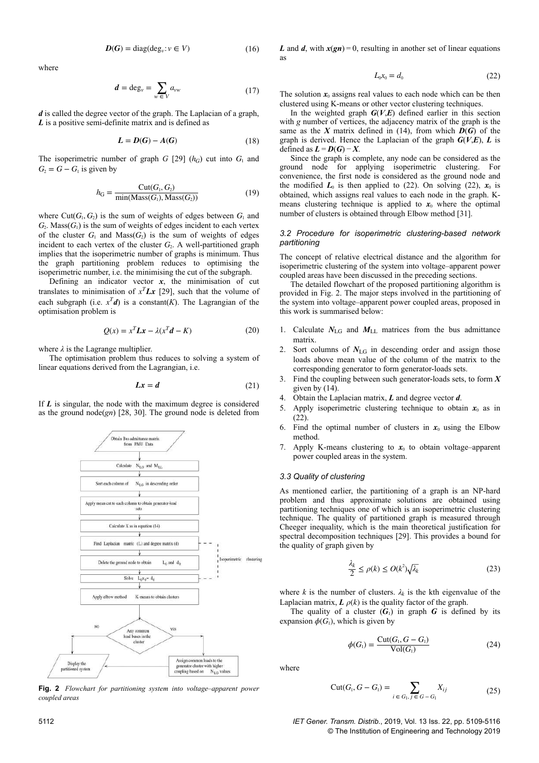$$\boldsymbol{D}(\boldsymbol{G}) = \operatorname{diag}(\deg_v : v \in V) \tag{16}$$

where

$$\boldsymbol{d} = \deg_v = \sum_{w \in V} a_{vw} \tag{17}$$

$\boldsymbol{d}$ is called the degree vector of the graph. The Laplacian of a graph, $\boldsymbol{L}$ is a positive semi-definite matrix and is defined as

$$\boldsymbol{L} = \boldsymbol{D}(\boldsymbol{G}) - \boldsymbol{A}(\boldsymbol{G}) \tag{18}$$

The isoperimetric number of graph $G$ [29] ($h_G$) cut into $G_1$ and $G_2 = G - G_1$ is given by

$$h_G = \frac{\operatorname{Cut}(G_1, G_2)}{\min(\operatorname{Mass}(G_1), \operatorname{Mass}(G_2))} \tag{19}$$

where $\operatorname{Cut}(G_1, G_2)$ is the sum of weights of edges between $G_1$ and $G_2$. $\operatorname{Mass}(G_1)$ is the sum of weights of edges incident to each vertex of the cluster $G_1$ and $\operatorname{Mass}(G_2)$ is the sum of weights of edges incident to each vertex of the cluster $G_2$. A well-partitioned graph implies that the isoperimetric number of graphs is minimum. Thus the graph partitioning problem reduces to optimising the isoperimetric number, i.e. the minimising the cut of the subgraph.

Defining an indicator vector $\boldsymbol{x}$, the minimisation of cut translates to minimisation of $x^T\boldsymbol{L}\boldsymbol{x}$ [29], such that the volume of each subgraph (i.e. $x^T\boldsymbol{d}$) is a constant($K$). The Lagrangian of the optimisation problem is

$$Q(x) = x^T\boldsymbol{L}\boldsymbol{x} - \lambda(x^T\boldsymbol{d} - K) \tag{20}$$

where $\lambda$ is the Lagrange multiplier.

The optimisation problem thus reduces to solving a system of linear equations derived from the Lagrangian, i.e.

$$\boldsymbol{L}\boldsymbol{x} = \boldsymbol{d} \tag{21}$$

If $\boldsymbol{L}$ is singular, the node with the maximum degree is considered as the ground node($gn$) [28, 30]. The ground node is deleted from $\boldsymbol{L}$ and $\boldsymbol{d}$, with $\boldsymbol{x}(\boldsymbol{gn}) = 0$, resulting in another set of linear equations as

$$L_0 x_0 = d_0 \tag{22}$$

The solution $\boldsymbol{x}_0$ assigns real values to each node which can be then clustered using K-means or other vector clustering techniques.

In the weighted graph $\boldsymbol{G}(\boldsymbol{V},\boldsymbol{E})$ defined earlier in this section with $g$ number of vertices, the adjacency matrix of the graph is the same as the $\boldsymbol{X}$ matrix defined in (14), from which $\boldsymbol{D}(\boldsymbol{G})$ of the graph is derived. Hence the Laplacian of the graph $\boldsymbol{G}(\boldsymbol{V},\boldsymbol{E})$, $\boldsymbol{L}$ is defined as $\boldsymbol{L} = \boldsymbol{D}(\boldsymbol{G}) - \boldsymbol{X}$.

Since the graph is complete, any node can be considered as the ground node for applying isoperimetric clustering. For convenience, the first node is considered as the ground node and the modified $\boldsymbol{L}_0$ is then applied to (22). On solving (22), $\boldsymbol{x}_0$ is obtained, which assigns real values to each node in the graph. K-means clustering technique is applied to $\boldsymbol{x}_0$ where the optimal number of clusters is obtained through Elbow method [31].

Obtain Bus admittance matrix from PMU Data → Calculate $N_{LG}$ and $M_{LL}$ → Sort each column of $N_{LG}$ in descending order → Apply mean cut to each column to obtain generator-load sets → Calculate X as in equation (14) → Find Laplacian matrix (L) and degree matrix (d) → Delete the ground node to obtain $L_0$ and $d_0$ → Solve $L_0x_0 = d_0$ → Apply elbow method K-means to obtain clusters → Any common load buses in the cluster? NO: Display the partitioned system; YES: Assign common loads to the generator cluster with higher coupling based on $N_{LG}$ values

(Isoperimetric clustering)

**Fig. 2** *Flowchart for partitioning system into voltage–apparent power coupled areas*

### *3.2 Procedure for isoperimetric clustering-based network partitioning*

The concept of relative electrical distance and the algorithm for isoperimetric clustering of the system into voltage–apparent power coupled areas have been discussed in the preceding sections.

The detailed flowchart of the proposed partitioning algorithm is provided in Fig. 2. The major steps involved in the partitioning of the system into voltage–apparent power coupled areas, proposed in this work is summarised below:

1. Calculate $\boldsymbol{N}_{LG}$ and $\boldsymbol{M}_{LL}$ matrices from the bus admittance matrix.
2. Sort columns of $\boldsymbol{N}_{LG}$ in descending order and assign those loads above mean value of the column of the matrix to the corresponding generator to form generator-loads sets.
3. Find the coupling between such generator-loads sets, to form $\boldsymbol{X}$ given by (14).
4. Obtain the Laplacian matrix, $\boldsymbol{L}$ and degree vector $\boldsymbol{d}$.
5. Apply isoperimetric clustering technique to obtain $\boldsymbol{x}_0$ as in (22).
6. Find the optimal number of clusters in $\boldsymbol{x}_0$ using the Elbow method.
7. Apply K-means clustering to $\boldsymbol{x}_0$ to obtain voltage–apparent power coupled areas in the system.

### *3.3 Quality of clustering*

As mentioned earlier, the partitioning of a graph is an NP-hard problem and thus approximate solutions are obtained using partitioning techniques one of which is an isoperimetric clustering technique. The quality of partitioned graph is measured through Cheeger inequality, which is the main theoretical justification for spectral decomposition techniques [29]. This provides a bound for the quality of graph given by

$$\frac{\lambda_k}{2} \le \rho(k) \le O(k^2)\sqrt{\lambda_k} \tag{23}$$

where $k$ is the number of clusters. $\lambda_k$ is the kth eigenvalue of the Laplacian matrix, $\boldsymbol{L}$ $\rho(k)$ is the quality factor of the graph.

The quality of a cluster ($\boldsymbol{G}_1$) in graph $\boldsymbol{G}$ is defined by its expansion $\phi(G_1)$, which is given by

$$\phi(G_1) = \frac{\operatorname{Cut}(G_1, G - G_1)}{\operatorname{Vol}(G_1)} \tag{24}$$

where

$$\operatorname{Cut}(G_1, G - G_1) = \sum_{i \in G_1, j \in G - G_1} X_{ij} \tag{25}$$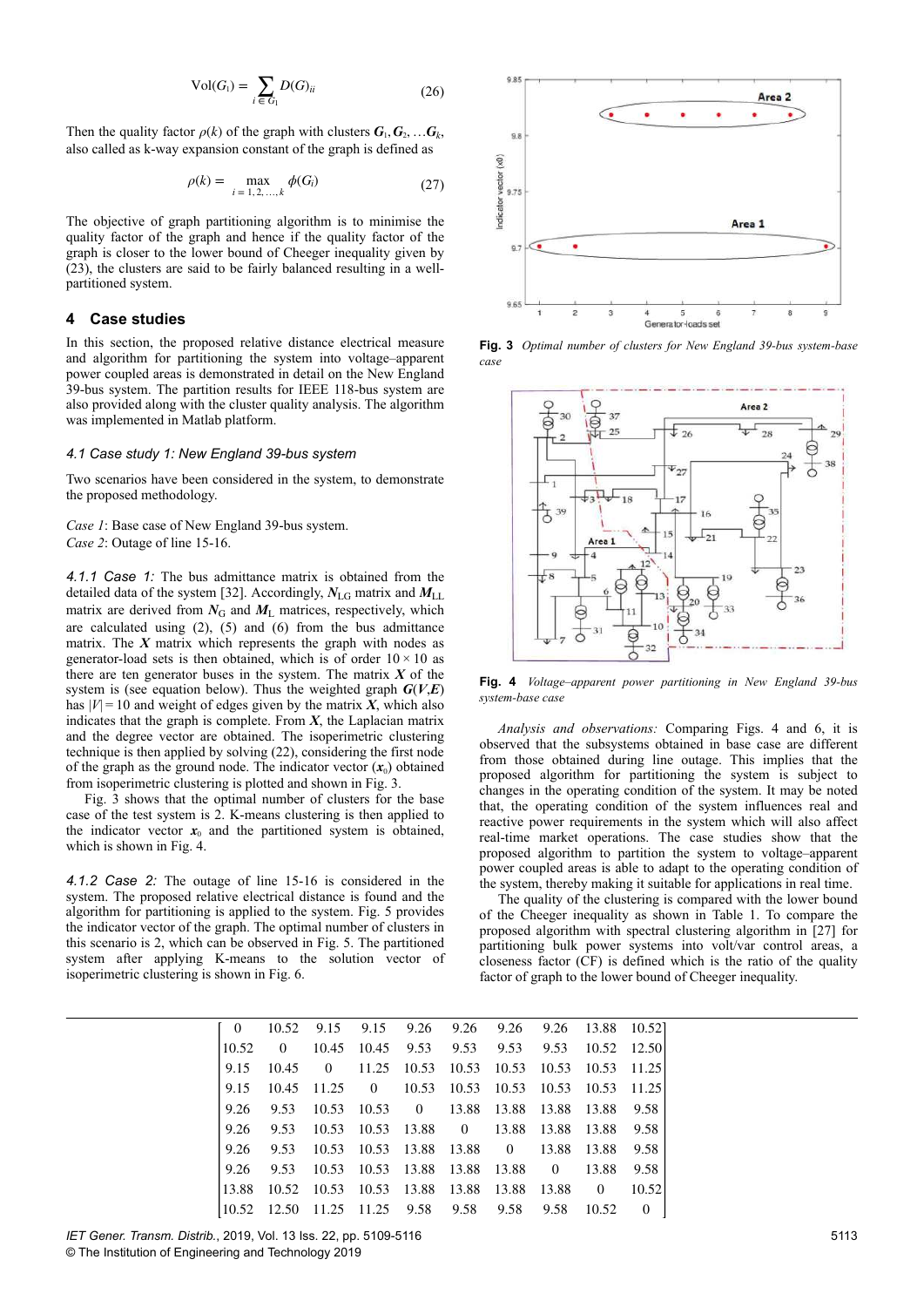$$\mathrm{Vol}(G_1) = \sum_{i \in G_1} D(G)_{ii} \tag{26}$$

Then the quality factor $\rho(k)$ of the graph with clusters $\boldsymbol{G}_1, \boldsymbol{G}_2, \ldots \boldsymbol{G}_k$, also called as k-way expansion constant of the graph is defined as

$$\rho(k) = \max_{i = 1, 2, \ldots, k} \phi(G_i) \tag{27}$$

The objective of graph partitioning algorithm is to minimise the quality factor of the graph and hence if the quality factor of the graph is closer to the lower bound of Cheeger inequality given by (23), the clusters are said to be fairly balanced resulting in a well-partitioned system.

## 4 Case studies

In this section, the proposed relative distance electrical measure and algorithm for partitioning the system into voltage–apparent power coupled areas is demonstrated in detail on the New England 39-bus system. The partition results for IEEE 118-bus system are also provided along with the cluster quality analysis. The algorithm was implemented in Matlab platform.

### *4.1 Case study 1: New England 39-bus system*

Two scenarios have been considered in the system, to demonstrate the proposed methodology.

*Case 1*: Base case of New England 39-bus system.
*Case 2*: Outage of line 15-16.

*4.1.1 Case 1:* The bus admittance matrix is obtained from the detailed data of the system [32]. Accordingly, $\boldsymbol{N}_{\mathrm{LG}}$ matrix and $\boldsymbol{M}_{\mathrm{LL}}$ matrix are derived from $\boldsymbol{N}_{\mathrm{G}}$ and $\boldsymbol{M}_{\mathrm{L}}$ matrices, respectively, which are calculated using (2), (5) and (6) from the bus admittance matrix. The $\boldsymbol{X}$ matrix which represents the graph with nodes as generator-load sets is then obtained, which is of order $10 \times 10$ as there are ten generator buses in the system. The matrix $\boldsymbol{X}$ of the system is (see equation below). Thus the weighted graph $\boldsymbol{G}(\boldsymbol{V}, \boldsymbol{E})$ has $|V| = 10$ and weight of edges given by the matrix $\boldsymbol{X}$, which also indicates that the graph is complete. From $\boldsymbol{X}$, the Laplacian matrix and the degree vector are obtained. The isoperimetric clustering technique is then applied by solving (22), considering the first node of the graph as the ground node. The indicator vector ($\boldsymbol{x}_0$) obtained from isoperimetric clustering is plotted and shown in Fig. 3.

Fig. 3 shows that the optimal number of clusters for the base case of the test system is 2. K-means clustering is then applied to the indicator vector $\boldsymbol{x}_0$ and the partitioned system is obtained, which is shown in Fig. 4.

*4.1.2 Case 2:* The outage of line 15-16 is considered in the system. The proposed relative electrical distance is found and the algorithm for partitioning is applied to the system. Fig. 5 provides the indicator vector of the graph. The optimal number of clusters in this scenario is 2, which can be observed in Fig. 5. The partitioned system after applying K-means to the solution vector of isoperimetric clustering is shown in Fig. 6.

**Fig. 3** *Optimal number of clusters for New England 39-bus system-base case*

**Fig. 4** *Voltage–apparent power partitioning in New England 39-bus system-base case*

*Analysis and observations:* Comparing Figs. 4 and 6, it is observed that the subsystems obtained in base case are different from those obtained during line outage. This implies that the proposed algorithm for partitioning the system is subject to changes in the operating condition of the system. It may be noted that, the operating condition of the system influences real and reactive power requirements in the system which will also affect real-time market operations. The case studies show that the proposed algorithm to partition the system to voltage–apparent power coupled areas is able to adapt to the operating condition of the system, thereby making it suitable for applications in real time.

The quality of the clustering is compared with the lower bound of the Cheeger inequality as shown in Table 1. To compare the proposed algorithm with spectral clustering algorithm in [27] for partitioning bulk power systems into volt/var control areas, a closeness factor (CF) is defined which is the ratio of the quality factor of graph to the lower bound of Cheeger inequality.

$$\begin{bmatrix}
0 & 10.52 & 9.15 & 9.15 & 9.26 & 9.26 & 9.26 & 9.26 & 13.88 & 10.52 \\
10.52 & 0 & 10.45 & 10.45 & 9.53 & 9.53 & 9.53 & 9.53 & 10.52 & 12.50 \\
9.15 & 10.45 & 0 & 11.25 & 10.53 & 10.53 & 10.53 & 10.53 & 10.53 & 11.25 \\
9.15 & 10.45 & 11.25 & 0 & 10.53 & 10.53 & 10.53 & 10.53 & 10.53 & 11.25 \\
9.26 & 9.53 & 10.53 & 10.53 & 0 & 13.88 & 13.88 & 13.88 & 13.88 & 9.58 \\
9.26 & 9.53 & 10.53 & 10.53 & 13.88 & 0 & 13.88 & 13.88 & 13.88 & 9.58 \\
9.26 & 9.53 & 10.53 & 10.53 & 13.88 & 13.88 & 0 & 13.88 & 13.88 & 9.58 \\
9.26 & 9.53 & 10.53 & 10.53 & 13.88 & 13.88 & 13.88 & 0 & 13.88 & 9.58 \\
13.88 & 10.52 & 10.53 & 10.53 & 13.88 & 13.88 & 13.88 & 13.88 & 0 & 10.52 \\
10.52 & 12.50 & 11.25 & 11.25 & 9.58 & 9.58 & 9.58 & 9.58 & 10.52 & 0
\end{bmatrix}$$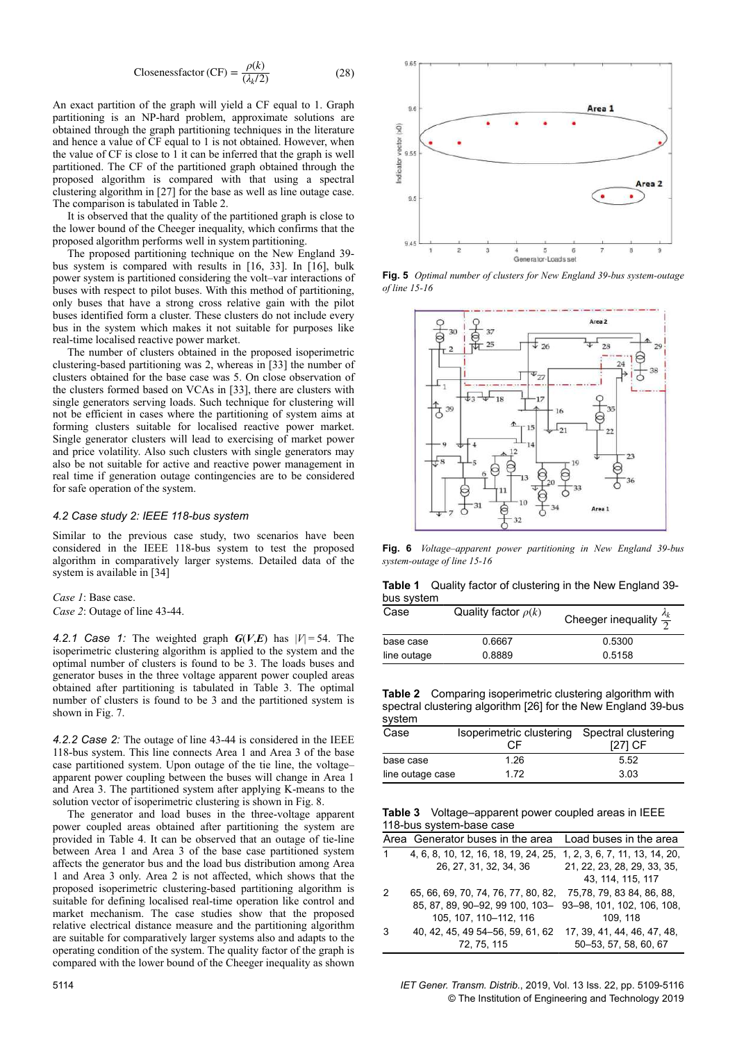$$\text{Closenessfactor (CF)} = \frac{\rho(k)}{(\lambda_k/2)} \tag{28}$$

An exact partition of the graph will yield a CF equal to 1. Graph partitioning is an NP-hard problem, approximate solutions are obtained through the graph partitioning techniques in the literature and hence a value of CF equal to 1 is not obtained. However, when the value of CF is close to 1 it can be inferred that the graph is well partitioned. The CF of the partitioned graph obtained through the proposed algorithm is compared with that using a spectral clustering algorithm in [27] for the base as well as line outage case. The comparison is tabulated in Table 2.

It is observed that the quality of the partitioned graph is close to the lower bound of the Cheeger inequality, which confirms that the proposed algorithm performs well in system partitioning.

The proposed partitioning technique on the New England 39-bus system is compared with results in [16, 33]. In [16], bulk power system is partitioned considering the volt–var interactions of buses with respect to pilot buses. With this method of partitioning, only buses that have a strong cross relative gain with the pilot buses identified form a cluster. These clusters do not include every bus in the system which makes it not suitable for purposes like real-time localised reactive power market.

The number of clusters obtained in the proposed isoperimetric clustering-based partitioning was 2, whereas in [33] the number of clusters obtained for the base case was 5. On close observation of the clusters formed based on VCAs in [33], there are clusters with single generators serving loads. Such technique for clustering will not be efficient in cases where the partitioning of system aims at forming clusters suitable for localised reactive power market. Single generator clusters will lead to exercising of market power and price volatility. Also such clusters with single generators may also be not suitable for active and reactive power management in real time if generation outage contingencies are to be considered for safe operation of the system.

### 4.2 Case study 2: IEEE 118-bus system

Similar to the previous case study, two scenarios have been considered in the IEEE 118-bus system to test the proposed algorithm in comparatively larger systems. Detailed data of the system is available in [34]

*Case 1*: Base case.
*Case 2*: Outage of line 43-44.

*4.2.1 Case 1:* The weighted graph $\boldsymbol{G}(\boldsymbol{V},\boldsymbol{E})$ has $|V| = 54$. The isoperimetric clustering algorithm is applied to the system and the optimal number of clusters is found to be 3. The loads buses and generator buses in the three voltage apparent power coupled areas obtained after partitioning is tabulated in Table 3. The optimal number of clusters is found to be 3 and the partitioned system is shown in Fig. 7.

*4.2.2 Case 2:* The outage of line 43-44 is considered in the IEEE 118-bus system. This line connects Area 1 and Area 3 of the base case partitioned system. Upon outage of the tie line, the voltage–apparent power coupling between the buses will change in Area 1 and Area 3. The partitioned system after applying K-means to the solution vector of isoperimetric clustering is shown in Fig. 8.

The generator and load buses in the three-voltage apparent power coupled areas obtained after partitioning the system are provided in Table 4. It can be observed that an outage of tie-line between Area 1 and Area 3 of the base case partitioned system affects the generator bus and the load bus distribution among Area 1 and Area 3 only. Area 2 is not affected, which shows that the proposed isoperimetric clustering-based partitioning algorithm is suitable for defining localised real-time operation like control and market mechanism. The case studies show that the proposed relative electrical distance measure and the partitioning algorithm are suitable for comparatively larger systems also and adapts to the operating condition of the system. The quality factor of the graph is compared with the lower bound of the Cheeger inequality as shown

**Fig. 5** *Optimal number of clusters for New England 39-bus system-outage of line 15-16*

**Fig. 6** *Voltage–apparent power partitioning in New England 39-bus system-outage of line 15-16*

**Table 1** Quality factor of clustering in the New England 39-bus system

| Case | Quality factor $\rho(k)$ | Cheeger inequality $\frac{\lambda_k}{2}$ |
|---|---|---|
| base case | 0.6667 | 0.5300 |
| line outage | 0.8889 | 0.5158 |

**Table 2** Comparing isoperimetric clustering algorithm with spectral clustering algorithm [26] for the New England 39-bus system

| Case | Isoperimetric clustering CF | Spectral clustering [27] CF |
|---|---|---|
| base case | 1.26 | 5.52 |
| line outage case | 1.72 | 3.03 |

**Table 3** Voltage–apparent power coupled areas in IEEE 118-bus system-base case

| Area | Generator buses in the area | Load buses in the area |
|---|---|---|
| 1 | 4, 6, 8, 10, 12, 16, 18, 19, 24, 25, 26, 27, 31, 32, 34, 36 | 1, 2, 3, 6, 7, 11, 13, 14, 20, 21, 22, 23, 28, 29, 33, 35, 43, 114, 115, 117 |
| 2 | 65, 66, 69, 70, 74, 76, 77, 80, 82, 85, 87, 89, 90–92, 99 100, 103–105, 107, 110–112, 116 | 75,78, 79, 83 84, 86, 88, 93–98, 101, 102, 106, 108, 109, 118 |
| 3 | 40, 42, 45, 49 54–56, 59, 61, 62 72, 75, 115 | 17, 39, 41, 44, 46, 47, 48, 50–53, 57, 58, 60, 67 |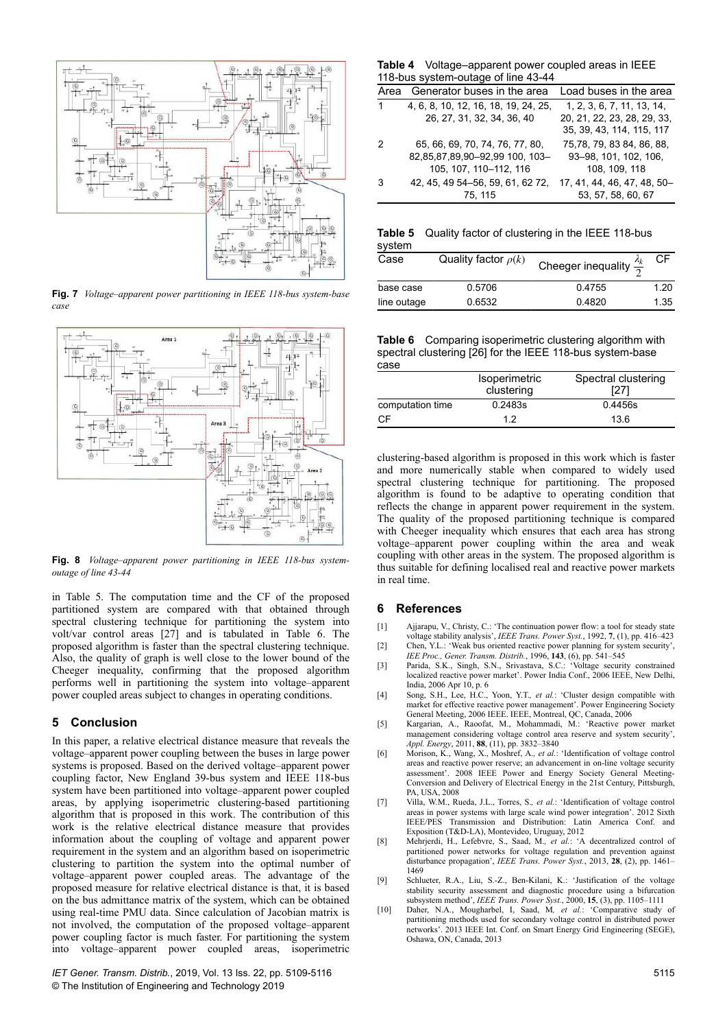**Fig. 7** *Voltage–apparent power partitioning in IEEE 118-bus system-base case*

**Fig. 8** *Voltage–apparent power partitioning in IEEE 118-bus system-outage of line 43-44*

in Table 5. The computation time and the CF of the proposed partitioned system are compared with that obtained through spectral clustering technique for partitioning the system into volt/var control areas [27] and is tabulated in Table 6. The proposed algorithm is faster than the spectral clustering technique. Also, the quality of graph is well close to the lower bound of the Cheeger inequality, confirming that the proposed algorithm performs well in partitioning the system into voltage–apparent power coupled areas subject to changes in operating conditions.

## 5 Conclusion

In this paper, a relative electrical distance measure that reveals the voltage–apparent power coupling between the buses in large power systems is proposed. Based on the derived voltage–apparent power coupling factor, New England 39-bus system and IEEE 118-bus system have been partitioned into voltage–apparent power coupled areas, by applying isoperimetric clustering-based partitioning algorithm that is proposed in this work. The contribution of this work is the relative electrical distance measure that provides information about the coupling of voltage and apparent power requirement in the system and an algorithm based on isoperimetric clustering to partition the system into the optimal number of voltage–apparent power coupled areas. The advantage of the proposed measure for relative electrical distance is that, it is based on the bus admittance matrix of the system, which can be obtained using real-time PMU data. Since calculation of Jacobian matrix is not involved, the computation of the proposed voltage–apparent power coupling factor is much faster. For partitioning the system into voltage–apparent power coupled areas, isoperimetric clustering-based algorithm is proposed in this work which is faster and more numerically stable when compared to widely used spectral clustering technique for partitioning. The proposed algorithm is found to be adaptive to operating condition that reflects the change in apparent power requirement in the system. The quality of the proposed partitioning technique is compared with Cheeger inequality which ensures that each area has strong voltage–apparent power coupling within the area and weak coupling with other areas in the system. The proposed algorithm is thus suitable for defining localised real and reactive power markets in real time.

**Table 4** Voltage–apparent power coupled areas in IEEE 118-bus system-outage of line 43-44

| Area | Generator buses in the area | Load buses in the area |
|---|---|---|
| 1 | 4, 6, 8, 10, 12, 16, 18, 19, 24, 25, 26, 27, 31, 32, 34, 36, 40 | 1, 2, 3, 6, 7, 11, 13, 14, 20, 21, 22, 23, 28, 29, 33, 35, 39, 43, 114, 115, 117 |
| 2 | 65, 66, 69, 70, 74, 76, 77, 80, 82,85,87,89,90–92,99 100, 103–105, 107, 110–112, 116 | 75,78, 79, 83 84, 86, 88, 93–98, 101, 102, 106, 108, 109, 118 |
| 3 | 42, 45, 49 54–56, 59, 61, 62 72, 75, 115 | 17, 41, 44, 46, 47, 48, 50–53, 57, 58, 60, 67 |

**Table 5** Quality factor of clustering in the IEEE 118-bus system

| Case | Quality factor $\rho(k)$ | Cheeger inequality $\frac{\lambda_k}{2}$ | CF |
|---|---|---|---|
| base case | 0.5706 | 0.4755 | 1.20 |
| line outage | 0.6532 | 0.4820 | 1.35 |

**Table 6** Comparing isoperimetric clustering algorithm with spectral clustering [26] for the IEEE 118-bus system-base case

| | Isoperimetric clustering | Spectral clustering [27] |
|---|---|---|
| computation time | 0.2483s | 0.4456s |
| CF | 1.2 | 13.6 |

## 6 References

[1] Ajjarapu, V., Christy, C.: 'The continuation power flow: a tool for steady state voltage stability analysis', *IEEE Trans. Power Syst.*, 1992, **7**, (1), pp. 416–423

[2] Chen, Y.L.: 'Weak bus oriented reactive power planning for system security', *IEE Proc., Gener. Transm. Distrib.*, 1996, **143**, (6), pp. 541–545

[3] Parida, S.K., Singh, S.N., Srivastava, S.C.: 'Voltage security constrained localized reactive power market'. Power India Conf., 2006 IEEE, New Delhi, India, 2006 Apr 10, p. 6

[4] Song, S.H., Lee, H.C., Yoon, Y.T., *et al.*: 'Cluster design compatible with market for effective reactive power management'. Power Engineering Society General Meeting, 2006 IEEE. IEEE, Montreal, QC, Canada, 2006

[5] Kargarian, A., Raoofat, M., Mohammadi, M.: 'Reactive power market management considering voltage control area reserve and system security', *Appl. Energy*, 2011, **88**, (11), pp. 3832–3840

[6] Morison, K., Wang, X., Moshref, A., *et al.*: 'Identification of voltage control areas and reactive power reserve; an advancement in on-line voltage security assessment'. 2008 IEEE Power and Energy Society General Meeting-Conversion and Delivery of Electrical Energy in the 21st Century, Pittsburgh, PA, USA, 2008

[7] Villa, W.M., Rueda, J.L., Torres, S., *et al.*: 'Identification of voltage control areas in power systems with large scale wind power integration'. 2012 Sixth IEEE/PES Transmission and Distribution: Latin America Conf. and Exposition (T&D-LA), Montevideo, Uruguay, 2012

[8] Mehrjerdi, H., Lefebvre, S., Saad, M., *et al.*: 'A decentralized control of partitioned power networks for voltage regulation and prevention against disturbance propagation', *IEEE Trans. Power Syst.*, 2013, **28**, (2), pp. 1461–1469

[9] Schlueter, R.A., Liu, S.-Z., Ben-Kilani, K.: 'Justification of the voltage stability security assessment and diagnostic procedure using a bifurcation subsystem method', *IEEE Trans. Power Syst.*, 2000, **15**, (3), pp. 1105–1111

[10] Daher, N.A., Mougharbel, I, Saad, M, *et al.*: 'Comparative study of partitioning methods used for secondary voltage control in distributed power networks'. 2013 IEEE Int. Conf. on Smart Energy Grid Engineering (SEGE), Oshawa, ON, Canada, 2013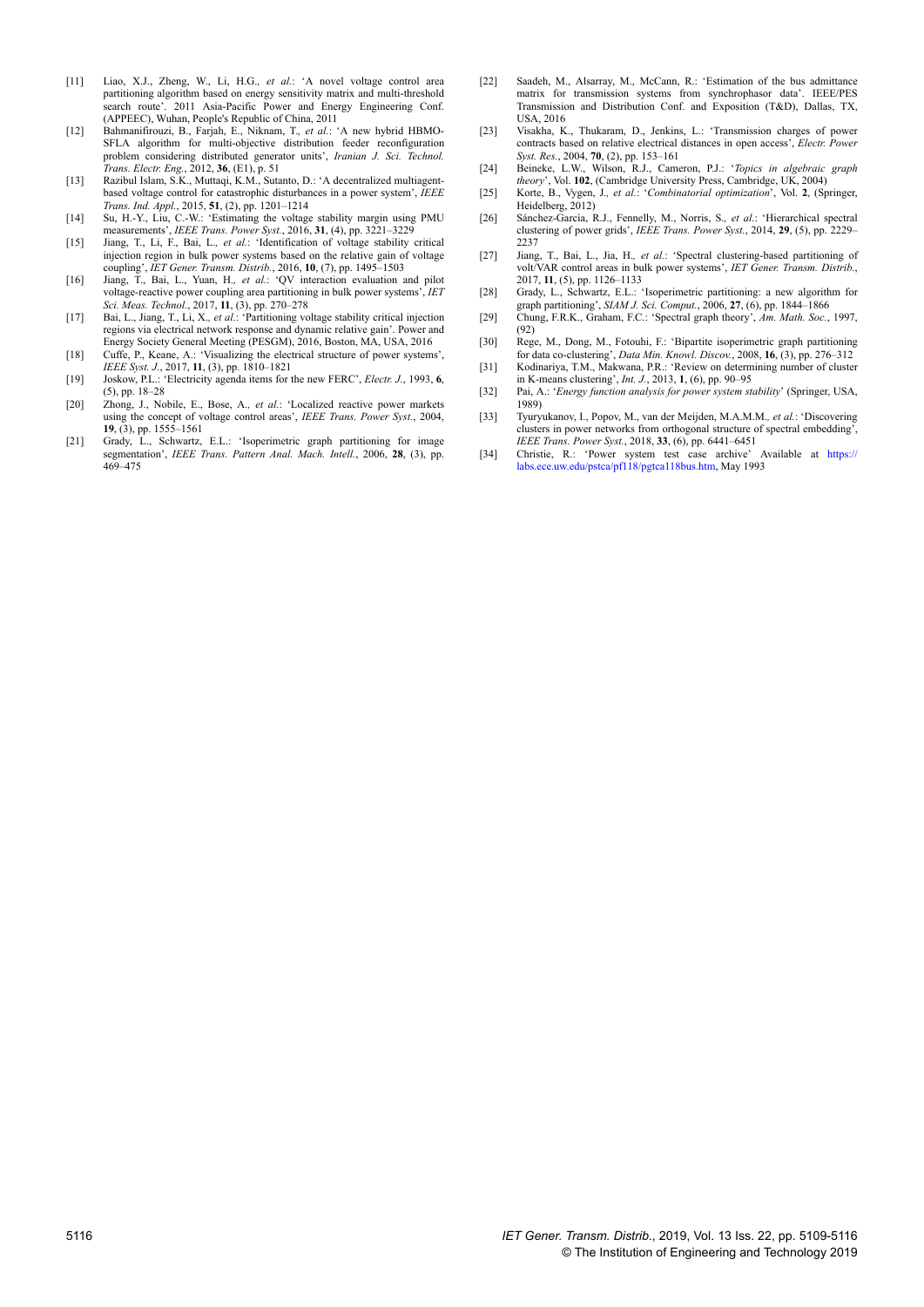[11] Liao, X.J., Zheng, W., Li, H.G., *et al.*: 'A novel voltage control area partitioning algorithm based on energy sensitivity matrix and multi-threshold search route'. 2011 Asia-Pacific Power and Energy Engineering Conf. (APPEEC), Wuhan, People's Republic of China, 2011

[12] Bahmanifirouzi, B., Farjah, E., Niknam, T., *et al.*: 'A new hybrid HBMO-SFLA algorithm for multi-objective distribution feeder reconfiguration problem considering distributed generator units', *Iranian J. Sci. Technol. Trans. Electr. Eng.*, 2012, **36**, (E1), p. 51

[13] Razibul Islam, S.K., Muttaqi, K.M., Sutanto, D.: 'A decentralized multiagent-based voltage control for catastrophic disturbances in a power system', *IEEE Trans. Ind. Appl.*, 2015, **51**, (2), pp. 1201–1214

[14] Su, H.-Y., Liu, C.-W.: 'Estimating the voltage stability margin using PMU measurements', *IEEE Trans. Power Syst.*, 2016, **31**, (4), pp. 3221–3229

[15] Jiang, T., Li, F., Bai, L., *et al.*: 'Identification of voltage stability critical injection region in bulk power systems based on the relative gain of voltage coupling', *IET Gener. Transm. Distrib.*, 2016, **10**, (7), pp. 1495–1503

[16] Jiang, T., Bai, L., Yuan, H., *et al.*: 'QV interaction evaluation and pilot voltage-reactive power coupling area partitioning in bulk power systems', *IET Sci. Meas. Technol.*, 2017, **11**, (3), pp. 270–278

[17] Bai, L., Jiang, T., Li, X., *et al.*: 'Partitioning voltage stability critical injection regions via electrical network response and dynamic relative gain'. Power and Energy Society General Meeting (PESGM), 2016, Boston, MA, USA, 2016

[18] Cuffe, P., Keane, A.: 'Visualizing the electrical structure of power systems', *IEEE Syst. J.*, 2017, **11**, (3), pp. 1810–1821

[19] Joskow, P.L.: 'Electricity agenda items for the new FERC', *Electr. J.*, 1993, **6**, (5), pp. 18–28

[20] Zhong, J., Nobile, E., Bose, A., *et al.*: 'Localized reactive power markets using the concept of voltage control areas', *IEEE Trans. Power Syst.*, 2004, **19**, (3), pp. 1555–1561

[21] Grady, L., Schwartz, E.L.: 'Isoperimetric graph partitioning for image segmentation', *IEEE Trans. Pattern Anal. Mach. Intell.*, 2006, **28**, (3), pp. 469–475

[22] Saadeh, M., Alsarray, M., McCann, R.: 'Estimation of the bus admittance matrix for transmission systems from synchrophasor data'. IEEE/PES Transmission and Distribution Conf. and Exposition (T&D), Dallas, TX, USA, 2016

[23] Visakha, K., Thukaram, D., Jenkins, L.: 'Transmission charges of power contracts based on relative electrical distances in open access', *Electr. Power Syst. Res.*, 2004, **70**, (2), pp. 153–161

[24] Beineke, L.W., Wilson, R.J., Cameron, P.J.: '*Topics in algebraic graph theory*', Vol. **102**, (Cambridge University Press, Cambridge, UK, 2004)

[25] Korte, B., Vygen, J., *et al.*: '*Combinatorial optimization*', Vol. **2**, (Springer, Heidelberg, 2012)

[26] Sánchez-García, R.J., Fennelly, M., Norris, S., *et al.*: 'Hierarchical spectral clustering of power grids', *IEEE Trans. Power Syst.*, 2014, **29**, (5), pp. 2229–2237

[27] Jiang, T., Bai, L., Jia, H., *et al.*: 'Spectral clustering-based partitioning of volt/VAR control areas in bulk power systems', *IET Gener. Transm. Distrib.*, 2017, **11**, (5), pp. 1126–1133

[28] Grady, L., Schwartz, E.L.: 'Isoperimetric partitioning: a new algorithm for graph partitioning', *SIAM J. Sci. Comput.*, 2006, **27**, (6), pp. 1844–1866

[29] Chung, F.R.K., Graham, F.C.: 'Spectral graph theory', *Am. Math. Soc.*, 1997, (92)

[30] Rege, M., Dong, M., Fotouhi, F.: 'Bipartite isoperimetric graph partitioning for data co-clustering', *Data Min. Knowl. Discov.*, 2008, **16**, (3), pp. 276–312

[31] Kodinariya, T.M., Makwana, P.R.: 'Review on determining number of cluster in K-means clustering', *Int. J.*, 2013, **1**, (6), pp. 90–95

[32] Pai, A.: '*Energy function analysis for power system stability*' (Springer, USA, 1989)

[33] Tyuryukanov, I., Popov, M., van der Meijden, M.A.M.M., *et al.*: 'Discovering clusters in power networks from orthogonal structure of spectral embedding', *IEEE Trans. Power Syst.*, 2018, **33**, (6), pp. 6441–6451

[34] Christie, R.: 'Power system test case archive' Available at https://labs.ece.uw.edu/pstca/pf118/pgtca118bus.htm, May 1993